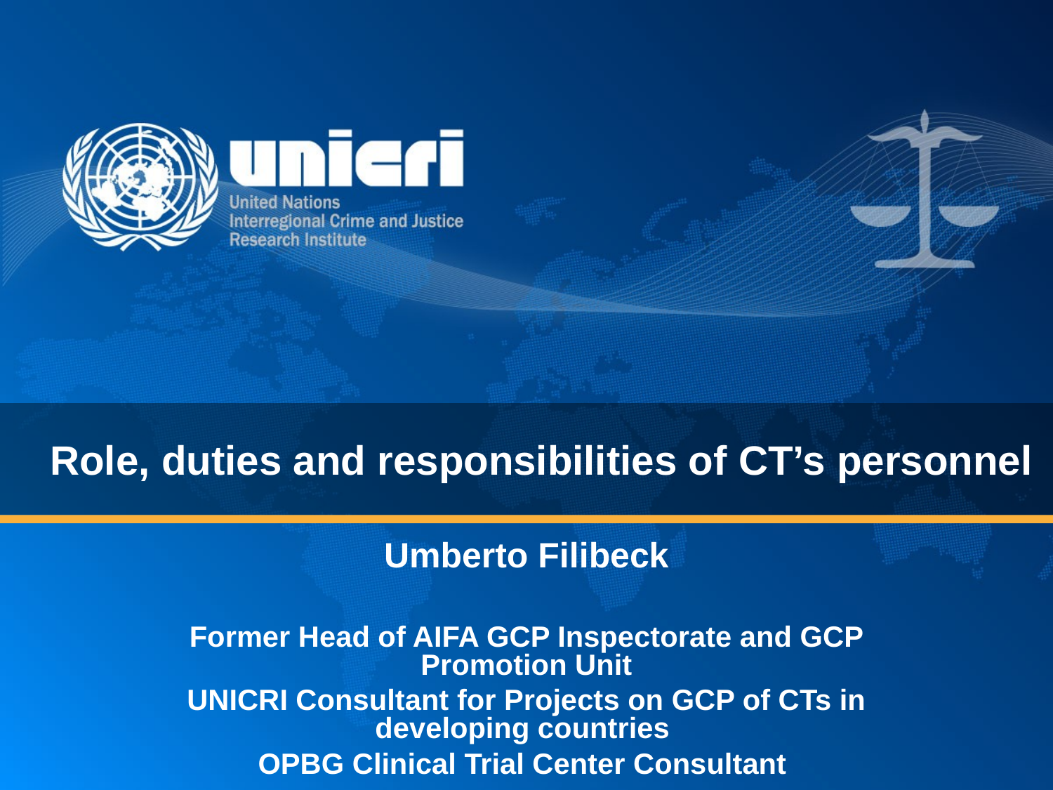United Nations Interregional Crime and Justice Research Institute

# Role, duties and responsibilities of CT's personnel

**Umberto Filibeck**

**Former Head of AIFA GCP Inspectorate and GCP Promotion Unit**

**UNICRI Consultant for Projects on GCP of CTs in developing countries**

**OPBG Clinical Trial Center Consultant**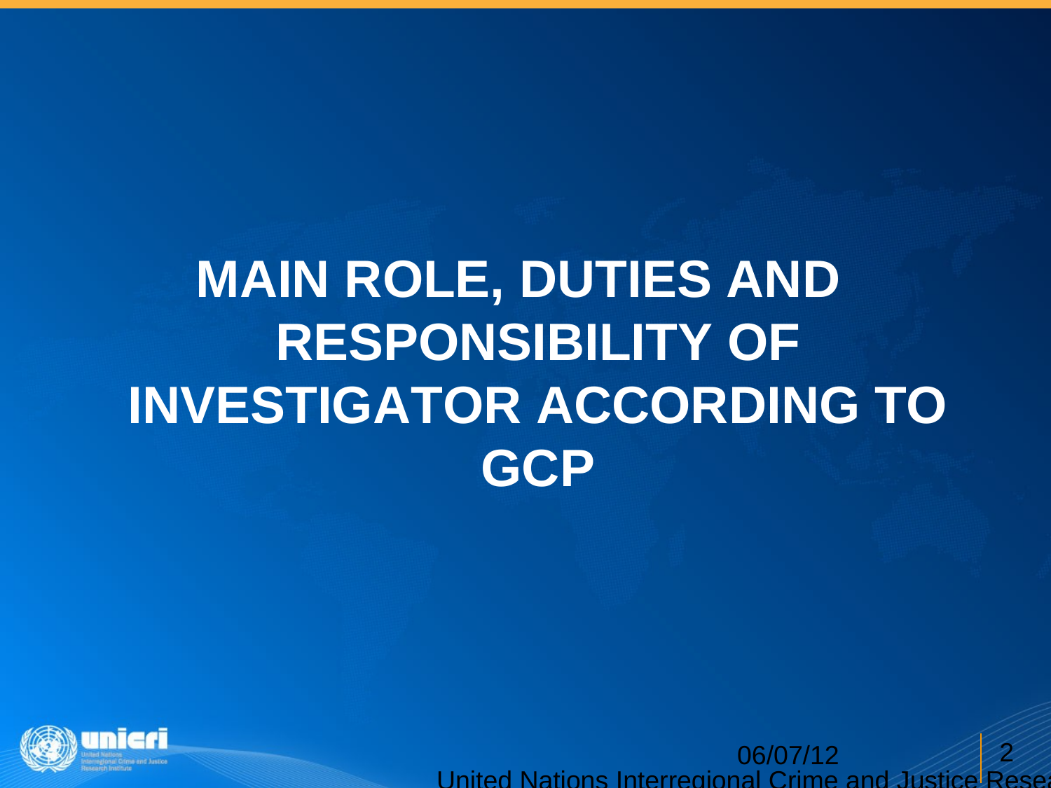# MAIN ROLE, DUTIES AND RESPONSIBILITY OF INVESTIGATOR ACCORDING TO GCP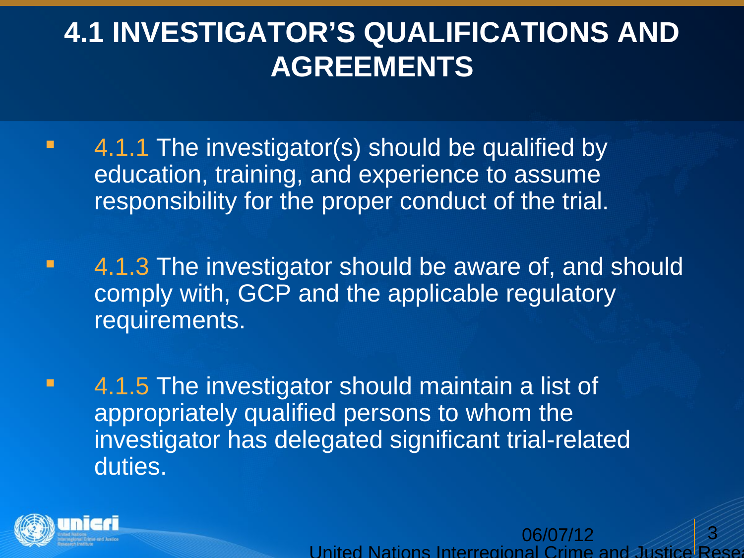# 4.1 INVESTIGATOR'S QUALIFICATIONS AND AGREEMENTS

- 4.1.1 The investigator(s) should be qualified by education, training, and experience to assume responsibility for the proper conduct of the trial.
- 4.1.3 The investigator should be aware of, and should comply with, GCP and the applicable regulatory requirements.
- 4.1.5 The investigator should maintain a list of appropriately qualified persons to whom the investigator has delegated significant trial-related duties.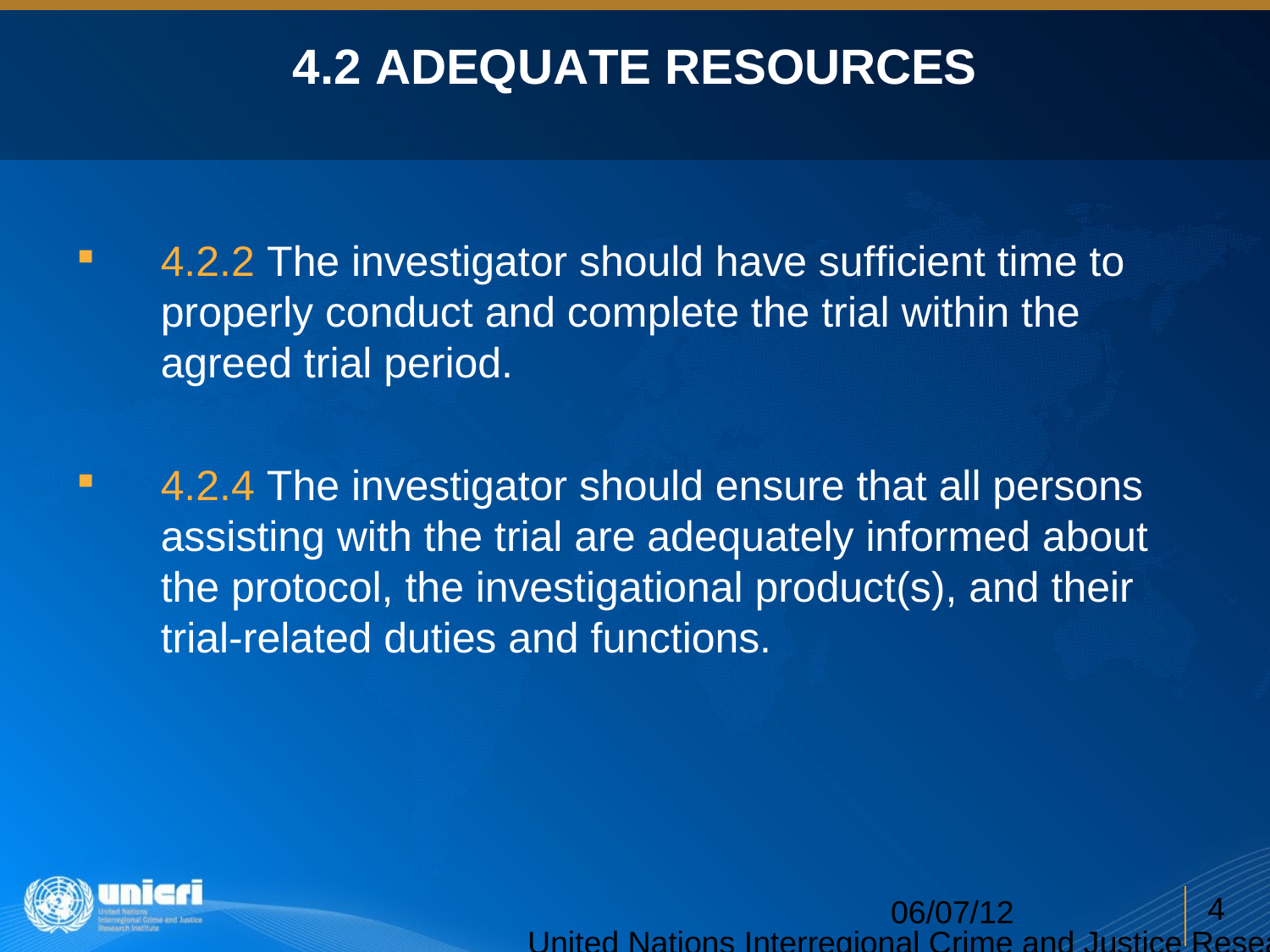# 4.2 ADEQUATE RESOURCES

- 4.2.2 The investigator should have sufficient time to properly conduct and complete the trial within the agreed trial period.

- 4.2.4 The investigator should ensure that all persons assisting with the trial are adequately informed about the protocol, the investigational product(s), and their trial-related duties and functions.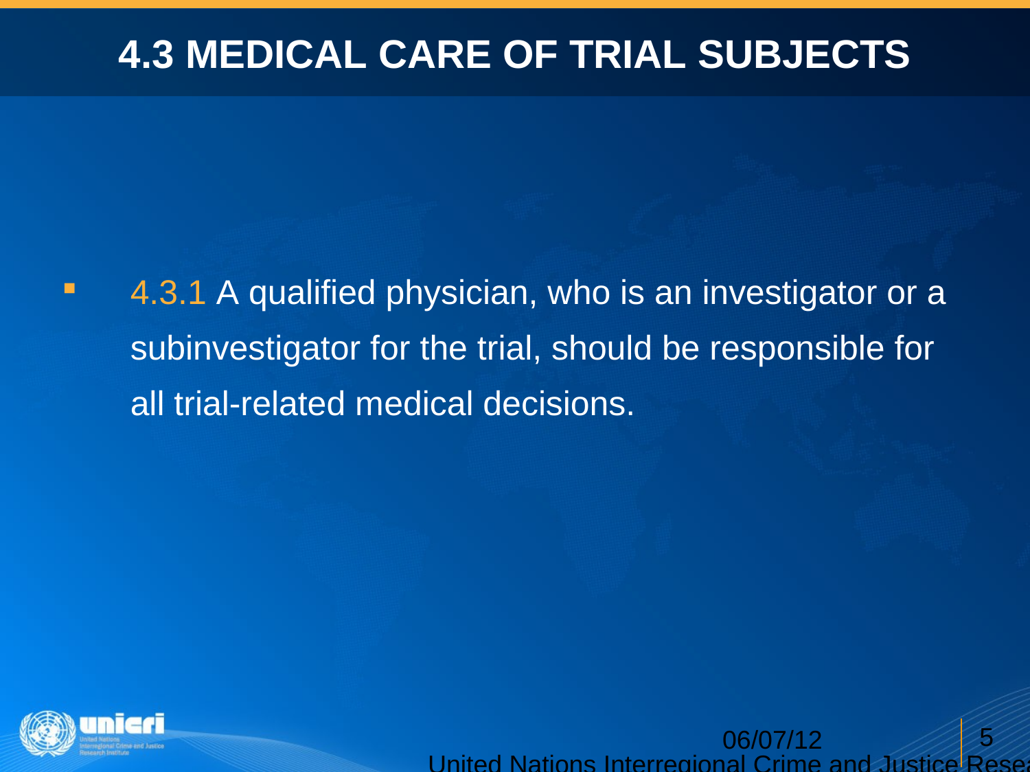# 4.3 MEDICAL CARE OF TRIAL SUBJECTS

- 4.3.1 A qualified physician, who is an investigator or a subinvestigator for the trial, should be responsible for all trial-related medical decisions.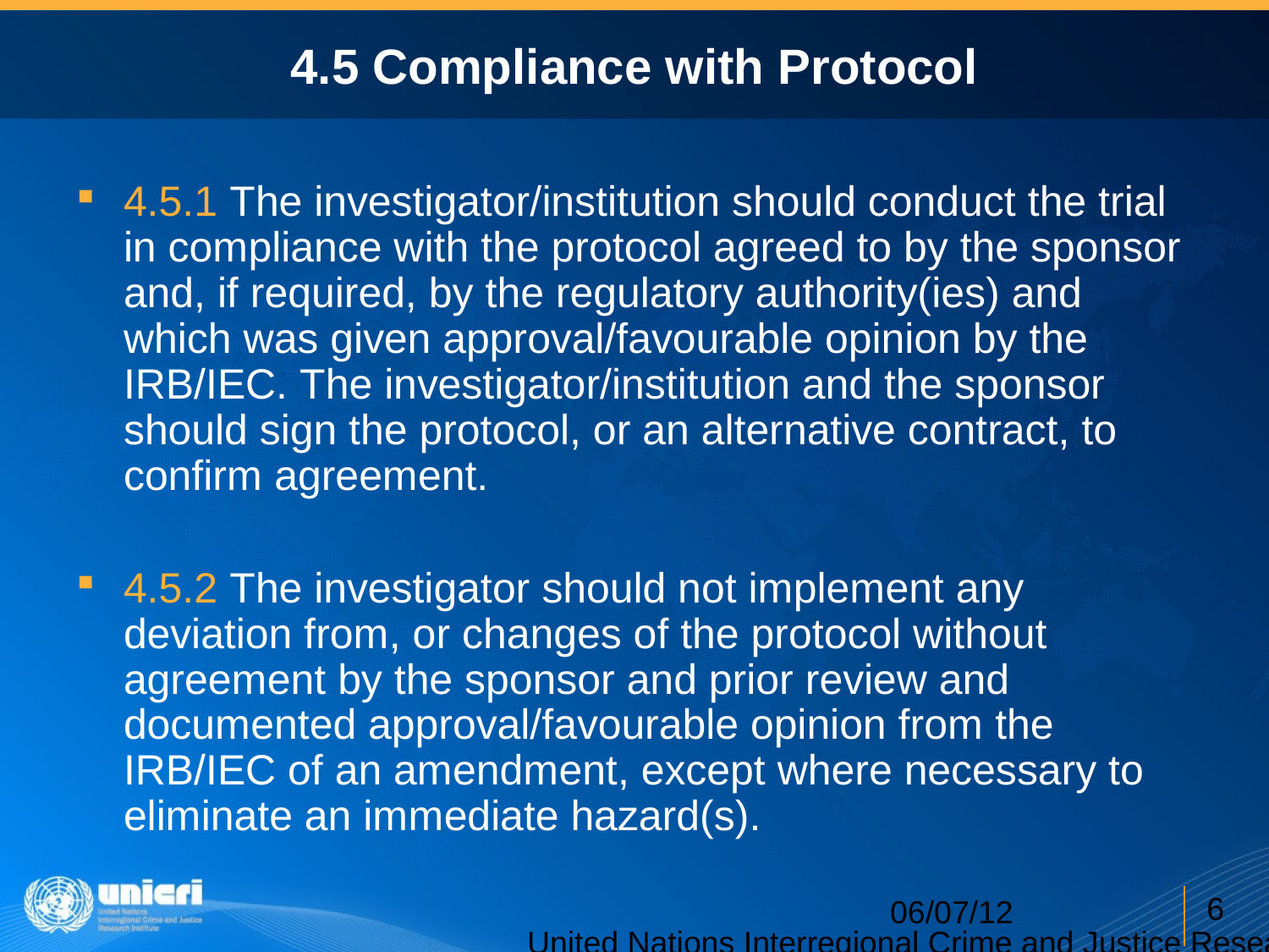# 4.5 Compliance with Protocol

- 4.5.1 The investigator/institution should conduct the trial in compliance with the protocol agreed to by the sponsor and, if required, by the regulatory authority(ies) and which was given approval/favourable opinion by the IRB/IEC. The investigator/institution and the sponsor should sign the protocol, or an alternative contract, to confirm agreement.

- 4.5.2 The investigator should not implement any deviation from, or changes of the protocol without agreement by the sponsor and prior review and documented approval/favourable opinion from the IRB/IEC of an amendment, except where necessary to eliminate an immediate hazard(s).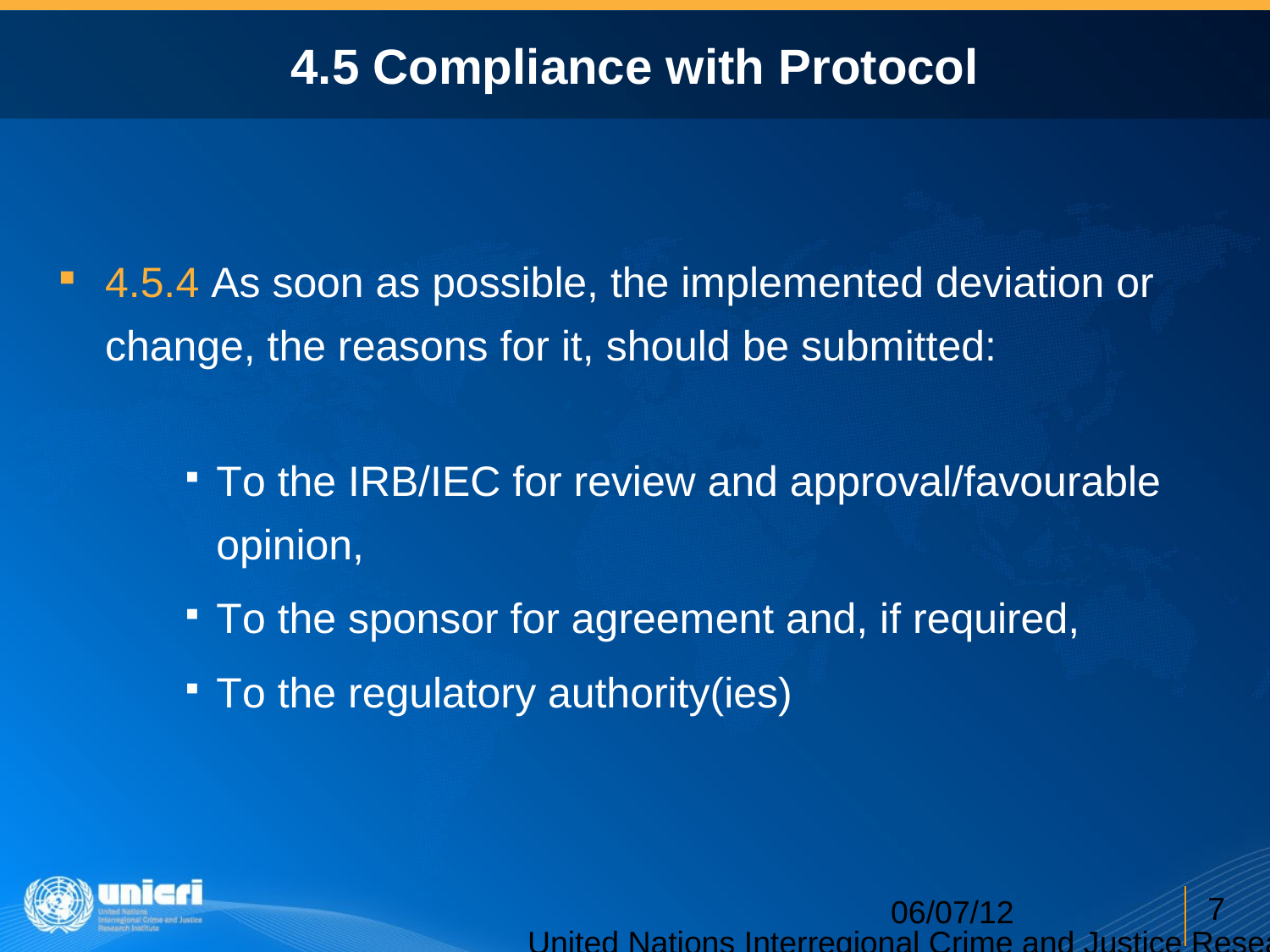# 4.5 Compliance with Protocol

- 4.5.4 As soon as possible, the implemented deviation or change, the reasons for it, should be submitted:
  - To the IRB/IEC for review and approval/favourable opinion,
  - To the sponsor for agreement and, if required,
  - To the regulatory authority(ies)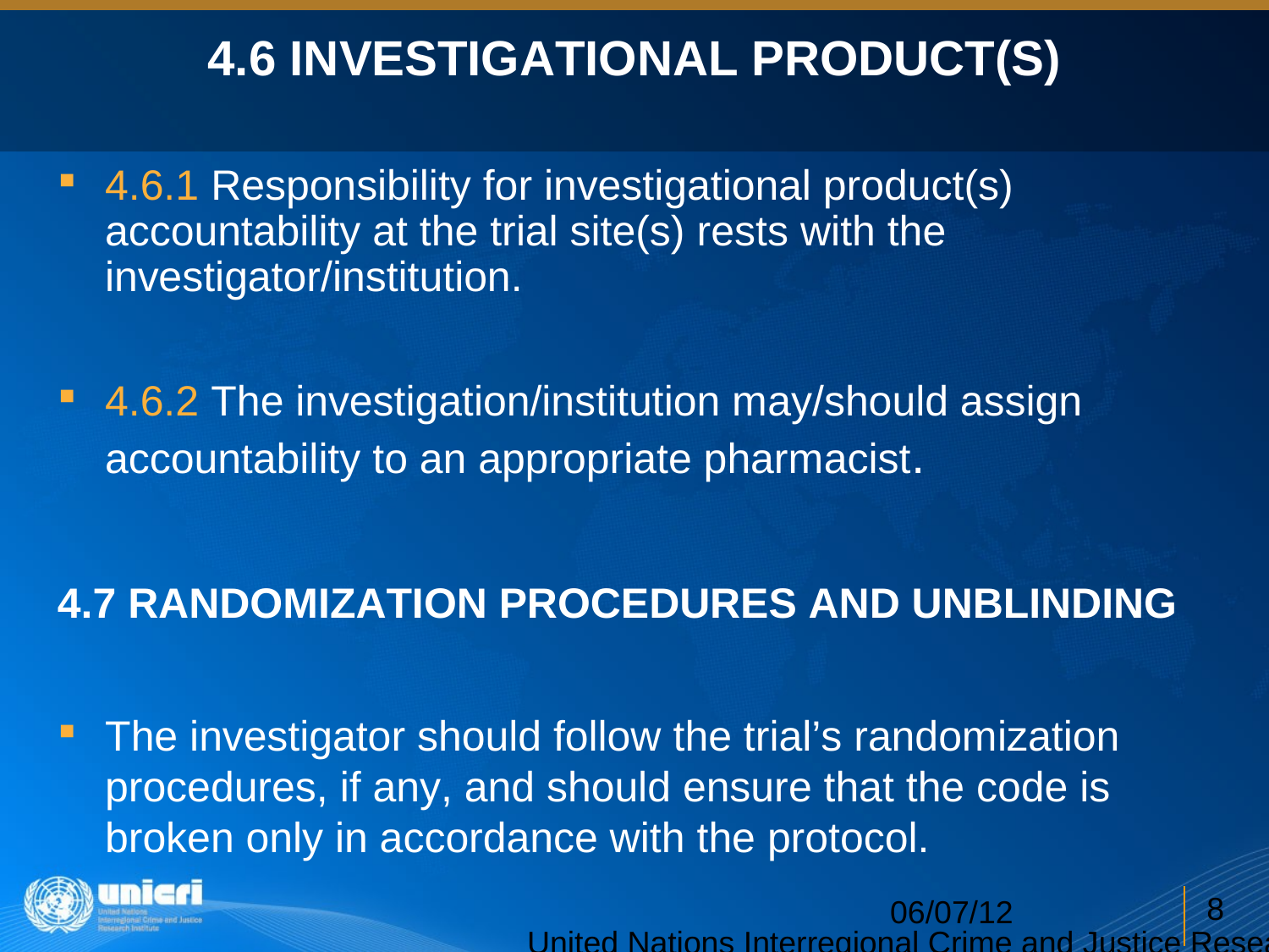# 4.6 INVESTIGATIONAL PRODUCT(S)

- 4.6.1 Responsibility for investigational product(s) accountability at the trial site(s) rests with the investigator/institution.
- 4.6.2 The investigation/institution may/should assign accountability to an appropriate pharmacist.

## 4.7 RANDOMIZATION PROCEDURES AND UNBLINDING

- The investigator should follow the trial's randomization procedures, if any, and should ensure that the code is broken only in accordance with the protocol.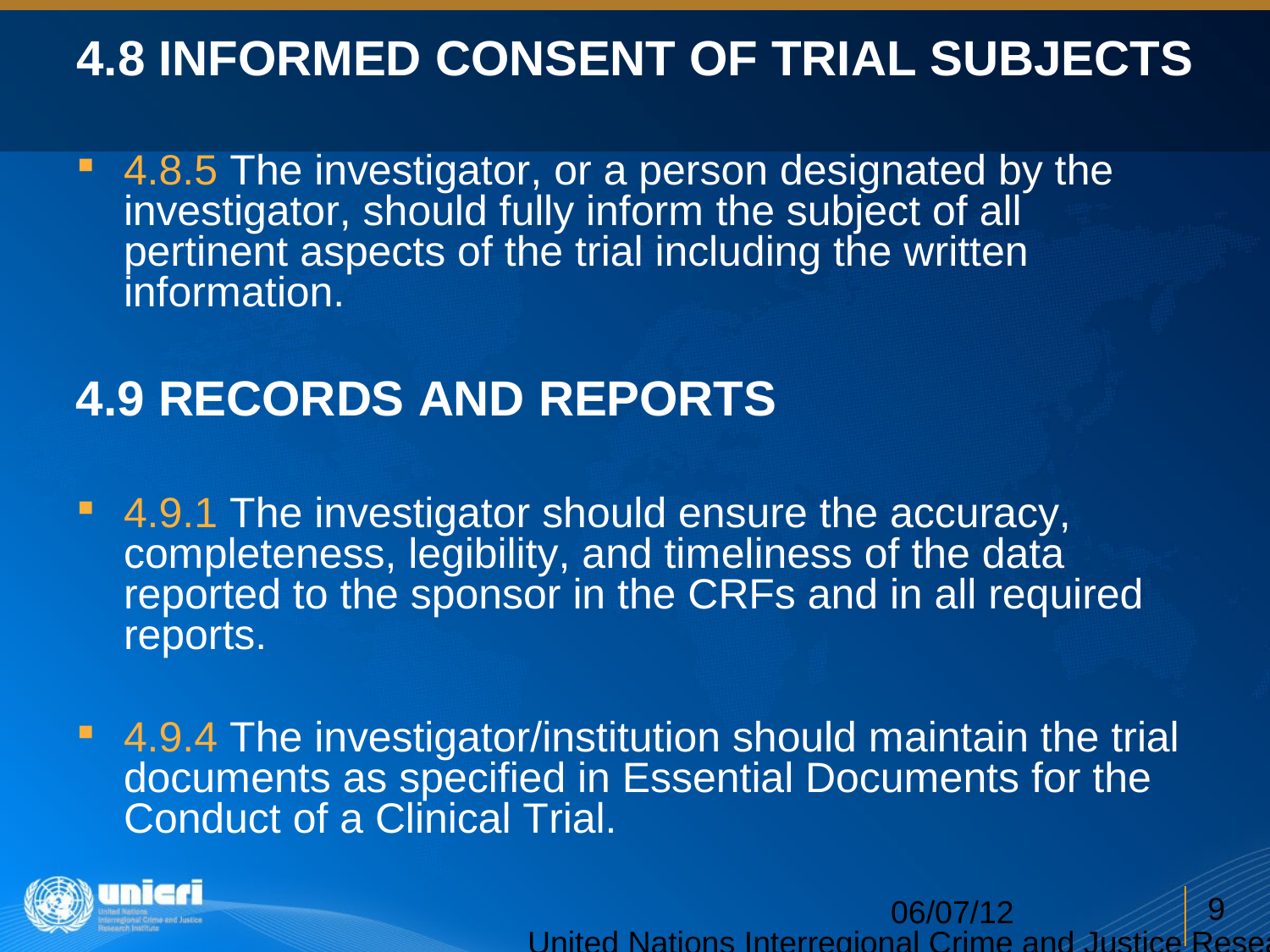# 4.8 INFORMED CONSENT OF TRIAL SUBJECTS

- 4.8.5 The investigator, or a person designated by the investigator, should fully inform the subject of all pertinent aspects of the trial including the written information.

# 4.9 RECORDS AND REPORTS

- 4.9.1 The investigator should ensure the accuracy, completeness, legibility, and timeliness of the data reported to the sponsor in the CRFs and in all required reports.

- 4.9.4 The investigator/institution should maintain the trial documents as specified in Essential Documents for the Conduct of a Clinical Trial.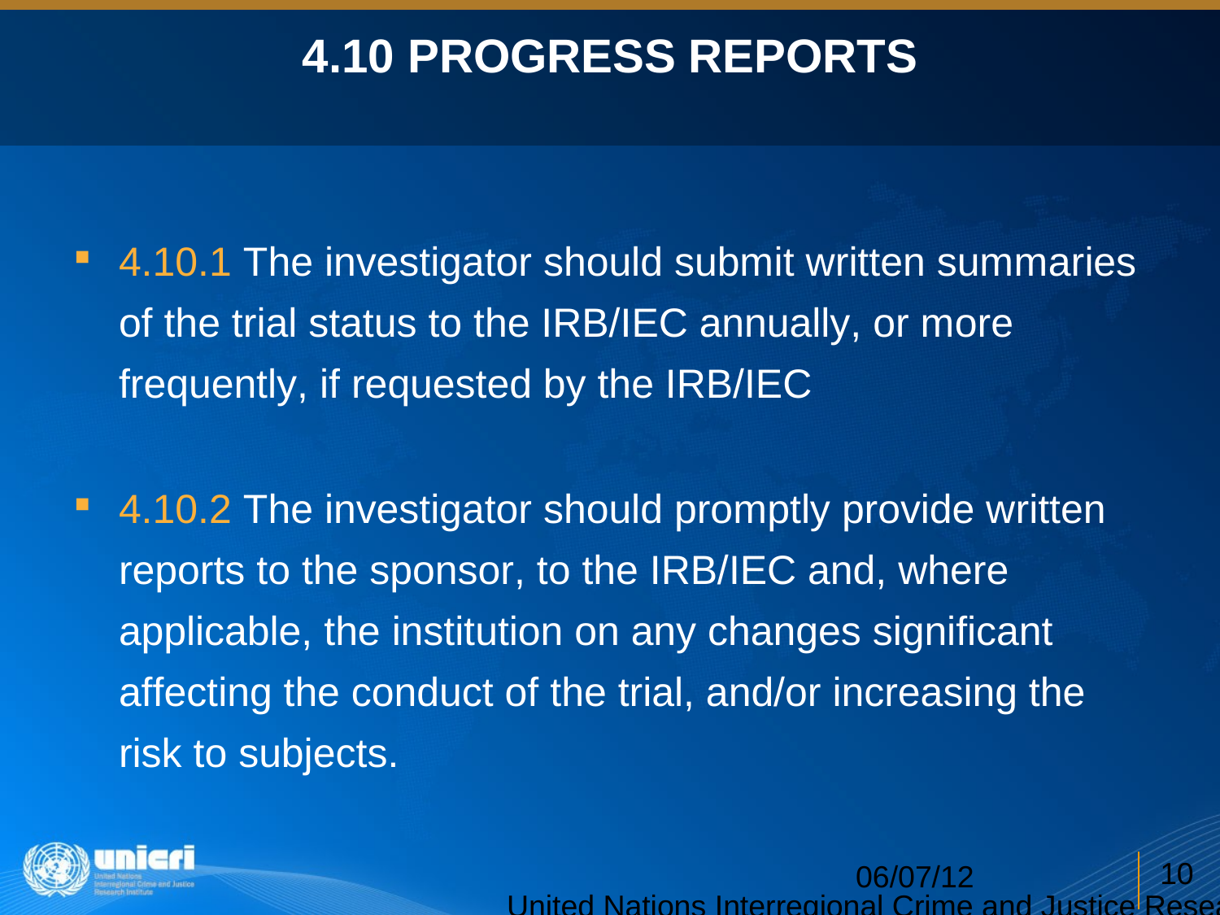# 4.10 PROGRESS REPORTS

- 4.10.1 The investigator should submit written summaries of the trial status to the IRB/IEC annually, or more frequently, if requested by the IRB/IEC

- 4.10.2 The investigator should promptly provide written reports to the sponsor, to the IRB/IEC and, where applicable, the institution on any changes significant affecting the conduct of the trial, and/or increasing the risk to subjects.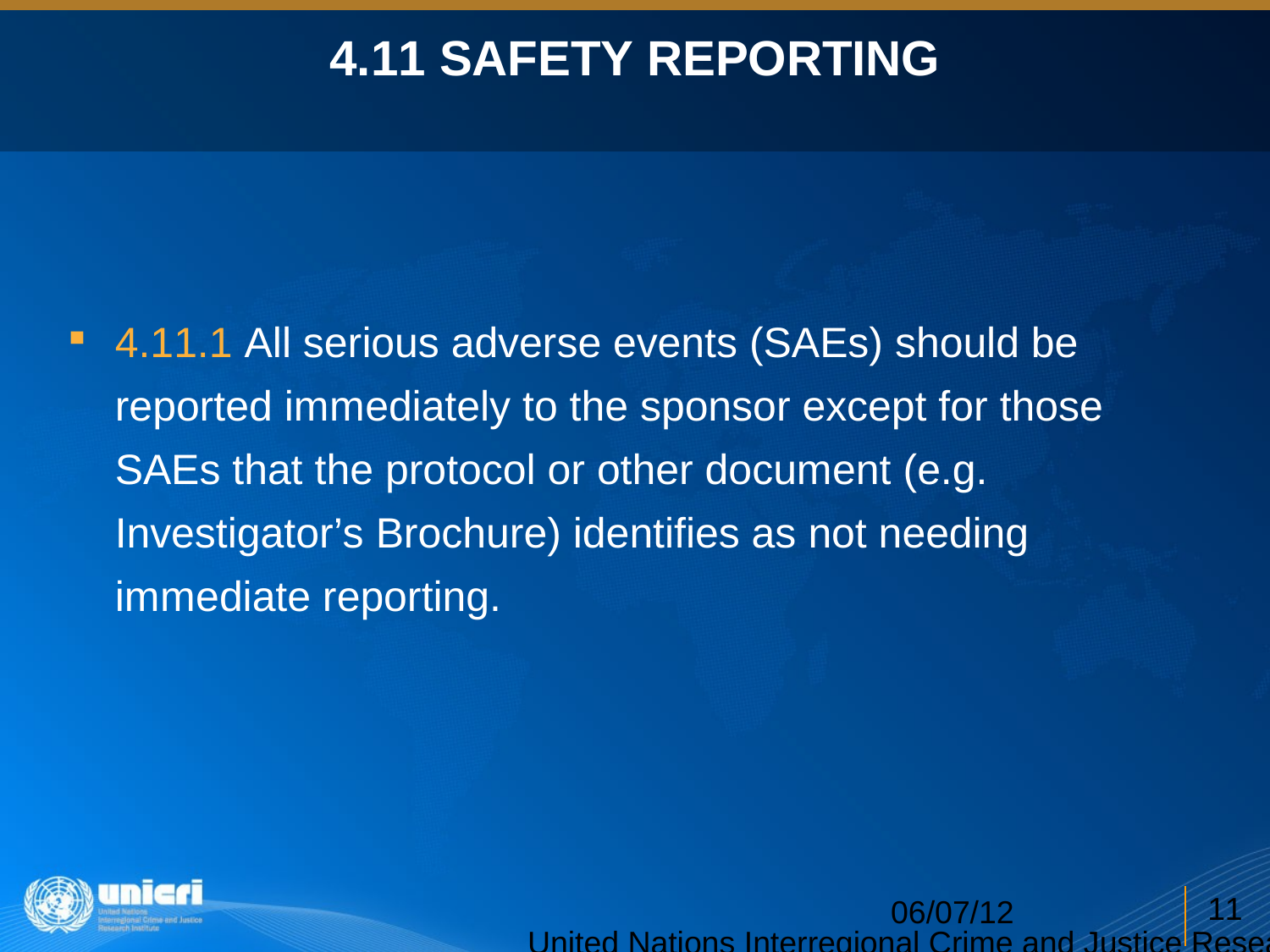# 4.11 SAFETY REPORTING

- 4.11.1 All serious adverse events (SAEs) should be reported immediately to the sponsor except for those SAEs that the protocol or other document (e.g. Investigator's Brochure) identifies as not needing immediate reporting.